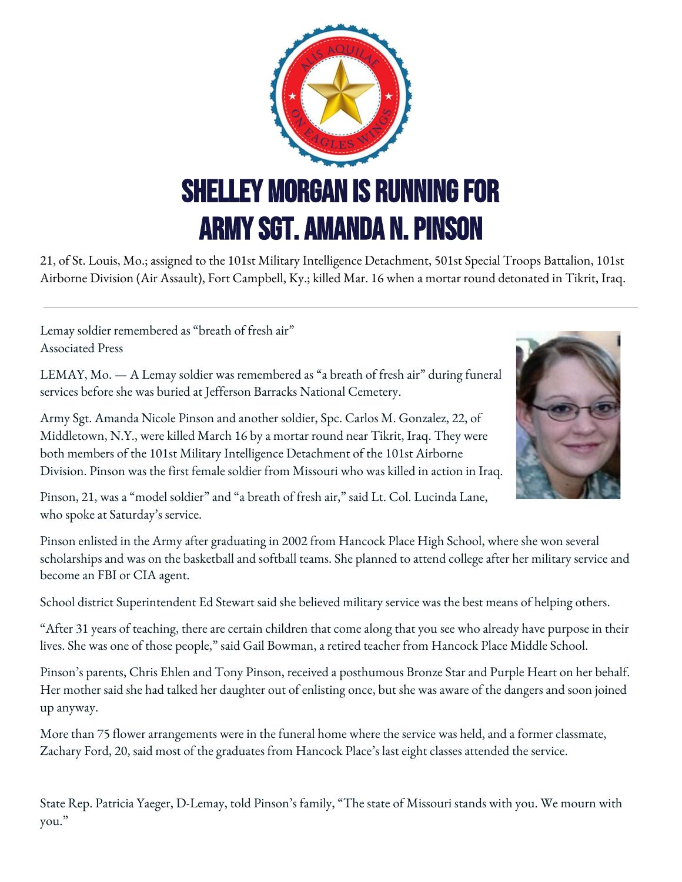# SHELLEY MORGAN IS RUNNING FOR ARMY SGT. AMANDA N. PINSON

21, of St. Louis, Mo.; assigned to the 101st Military Intelligence Detachment, 501st Special Troops Battalion, 101st Airborne Division (Air Assault), Fort Campbell, Ky.; killed Mar. 16 when a mortar round detonated in Tikrit, Iraq.

---

Lemay soldier remembered as "breath of fresh air"
Associated Press

LEMAY, Mo. — A Lemay soldier was remembered as "a breath of fresh air" during funeral services before she was buried at Jefferson Barracks National Cemetery.

Army Sgt. Amanda Nicole Pinson and another soldier, Spc. Carlos M. Gonzalez, 22, of Middletown, N.Y., were killed March 16 by a mortar round near Tikrit, Iraq. They were both members of the 101st Military Intelligence Detachment of the 101st Airborne Division. Pinson was the first female soldier from Missouri who was killed in action in Iraq.

Pinson, 21, was a "model soldier" and "a breath of fresh air," said Lt. Col. Lucinda Lane, who spoke at Saturday's service.

Pinson enlisted in the Army after graduating in 2002 from Hancock Place High School, where she won several scholarships and was on the basketball and softball teams. She planned to attend college after her military service and become an FBI or CIA agent.

School district Superintendent Ed Stewart said she believed military service was the best means of helping others.

"After 31 years of teaching, there are certain children that come along that you see who already have purpose in their lives. She was one of those people," said Gail Bowman, a retired teacher from Hancock Place Middle School.

Pinson's parents, Chris Ehlen and Tony Pinson, received a posthumous Bronze Star and Purple Heart on her behalf. Her mother said she had talked her daughter out of enlisting once, but she was aware of the dangers and soon joined up anyway.

More than 75 flower arrangements were in the funeral home where the service was held, and a former classmate, Zachary Ford, 20, said most of the graduates from Hancock Place's last eight classes attended the service.

State Rep. Patricia Yaeger, D-Lemay, told Pinson's family, "The state of Missouri stands with you. We mourn with you."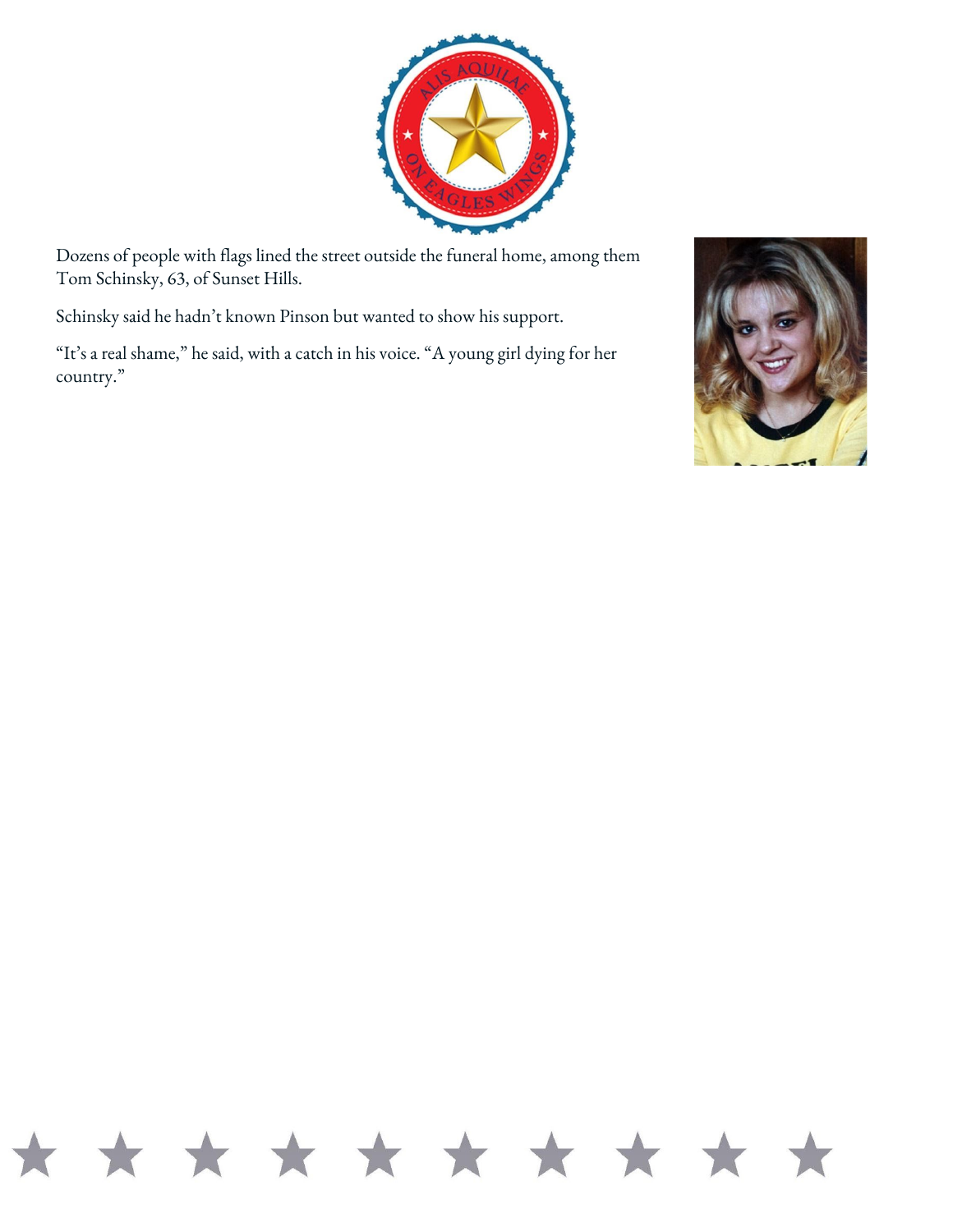Dozens of people with flags lined the street outside the funeral home, among them Tom Schinsky, 63, of Sunset Hills.

Schinsky said he hadn't known Pinson but wanted to show his support.

"It's a real shame," he said, with a catch in his voice. "A young girl dying for her country."